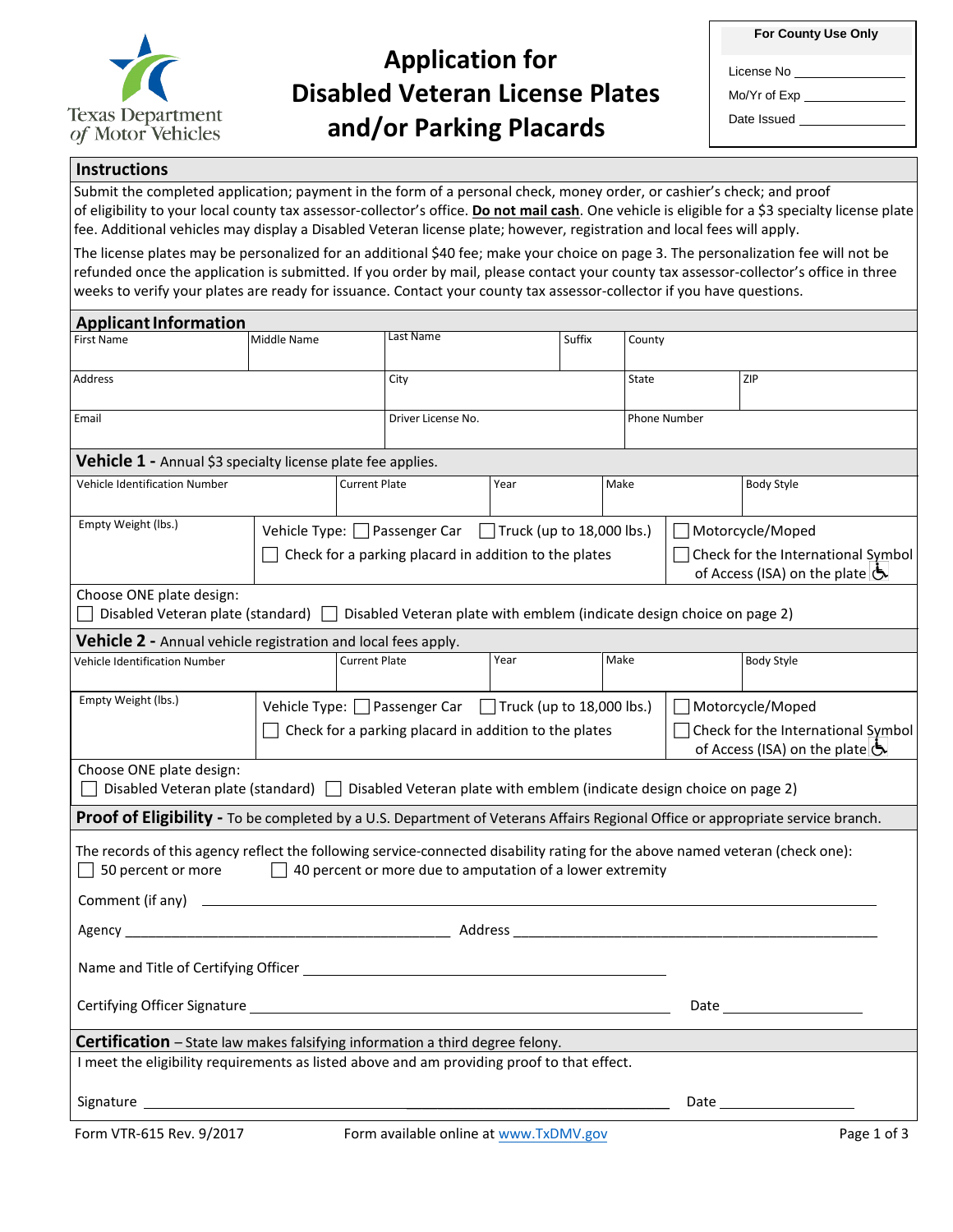Texas Department of Motor Vehicles

# Application for Disabled Veteran License Plates and/or Parking Placards

| For County Use Only |
|---|
| License No ______________ |
| Mo/Yr of Exp ______________ |
| Date Issued ______________ |

## Instructions

Submit the completed application; payment in the form of a personal check, money order, or cashier's check; and proof of eligibility to your local county tax assessor-collector's office. **Do not mail cash**. One vehicle is eligible for a $3 specialty license plate fee. Additional vehicles may display a Disabled Veteran license plate; however, registration and local fees will apply.

The license plates may be personalized for an additional $40 fee; make your choice on page 3. The personalization fee will not be refunded once the application is submitted. If you order by mail, please contact your county tax assessor-collector's office in three weeks to verify your plates are ready for issuance. Contact your county tax assessor-collector if you have questions.

## Applicant Information

| First Name | Middle Name | Last Name | Suffix | County |
|---|---|---|---|---|
| | | | | |

| Address | City | State | ZIP |
|---|---|---|---|
| | | | |

| Email | Driver License No. | Phone Number |
|---|---|---|
| | | |

## Vehicle 1 - Annual $3 specialty license plate fee applies.

| Vehicle Identification Number | Current Plate | Year | Make | Body Style |
|---|---|---|---|---|
| | | | | |

Empty Weight (lbs.)

Vehicle Type: ☐ Passenger Car ☐ Truck (up to 18,000 lbs.) ☐ Motorcycle/Moped

☐ Check for a parking placard in addition to the plates

☐ Check for the International Symbol of Access (ISA) on the plate ♿

Choose ONE plate design:
☐ Disabled Veteran plate (standard) ☐ Disabled Veteran plate with emblem (indicate design choice on page 2)

## Vehicle 2 - Annual vehicle registration and local fees apply.

| Vehicle Identification Number | Current Plate | Year | Make | Body Style |
|---|---|---|---|---|
| | | | | |

Empty Weight (lbs.)

Vehicle Type: ☐ Passenger Car ☐ Truck (up to 18,000 lbs.) ☐ Motorcycle/Moped

☐ Check for a parking placard in addition to the plates

☐ Check for the International Symbol of Access (ISA) on the plate ♿

Choose ONE plate design:
☐ Disabled Veteran plate (standard) ☐ Disabled Veteran plate with emblem (indicate design choice on page 2)

## Proof of Eligibility - To be completed by a U.S. Department of Veterans Affairs Regional Office or appropriate service branch.

The records of this agency reflect the following service-connected disability rating for the above named veteran (check one):
☐ 50 percent or more ☐ 40 percent or more due to amputation of a lower extremity

Comment (if any) ______________________________________________

Agency ______________________________ Address ______________________________

Name and Title of Certifying Officer ______________________________

Certifying Officer Signature ______________________________ Date ______________

## Certification – State law makes falsifying information a third degree felony.

I meet the eligibility requirements as listed above and am providing proof to that effect.

Signature ______________________________ Date ______________

Form VTR-615 Rev. 9/2017 Form available online at www.TxDMV.gov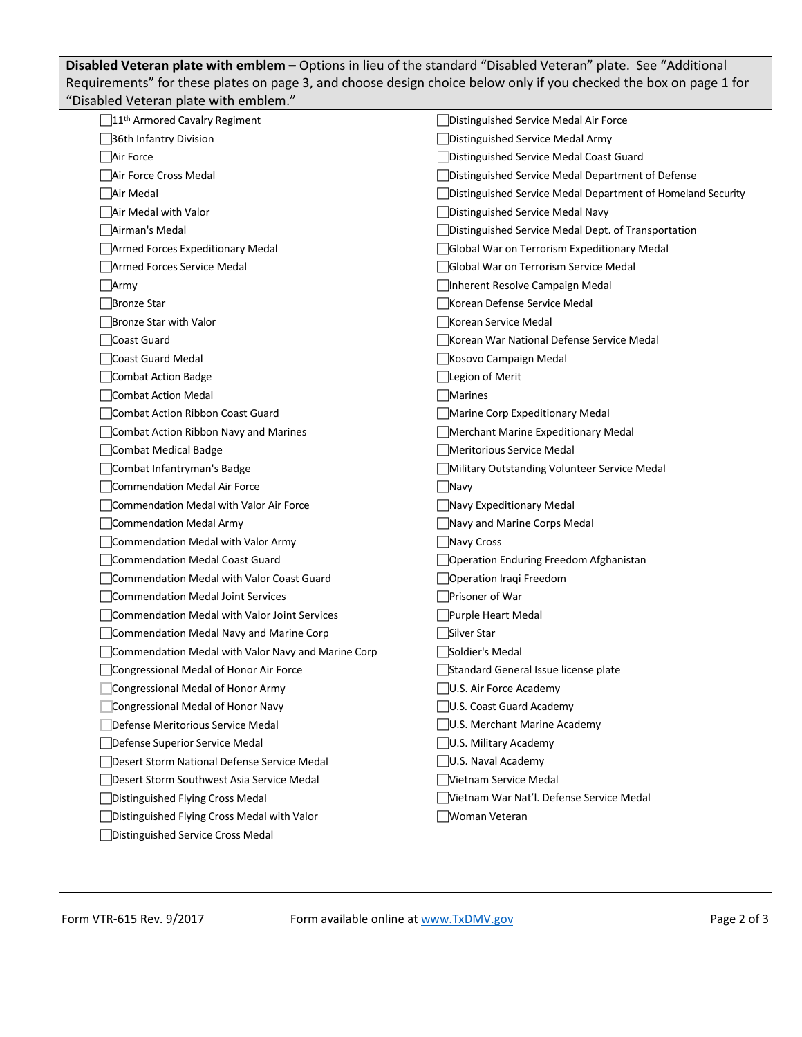**Disabled Veteran plate with emblem –** Options in lieu of the standard "Disabled Veteran" plate. See "Additional Requirements" for these plates on page 3, and choose design choice below only if you checked the box on page 1 for "Disabled Veteran plate with emblem."

- ☐ 11th Armored Cavalry Regiment
- ☐ 36th Infantry Division
- ☐ Air Force
- ☐ Air Force Cross Medal
- ☐ Air Medal
- ☐ Air Medal with Valor
- ☐ Airman's Medal
- ☐ Armed Forces Expeditionary Medal
- ☐ Armed Forces Service Medal
- ☐ Army
- ☐ Bronze Star
- ☐ Bronze Star with Valor
- ☐ Coast Guard
- ☐ Coast Guard Medal
- ☐ Combat Action Badge
- ☐ Combat Action Medal
- ☐ Combat Action Ribbon Coast Guard
- ☐ Combat Action Ribbon Navy and Marines
- ☐ Combat Medical Badge
- ☐ Combat Infantryman's Badge
- ☐ Commendation Medal Air Force
- ☐ Commendation Medal with Valor Air Force
- ☐ Commendation Medal Army
- ☐ Commendation Medal with Valor Army
- ☐ Commendation Medal Coast Guard
- ☐ Commendation Medal with Valor Coast Guard
- ☐ Commendation Medal Joint Services
- ☐ Commendation Medal with Valor Joint Services
- ☐ Commendation Medal Navy and Marine Corp
- ☐ Commendation Medal with Valor Navy and Marine Corp
- ☐ Congressional Medal of Honor Air Force
- ☐ Congressional Medal of Honor Army
- ☐ Congressional Medal of Honor Navy
- ☐ Defense Meritorious Service Medal
- ☐ Defense Superior Service Medal
- ☐ Desert Storm National Defense Service Medal
- ☐ Desert Storm Southwest Asia Service Medal
- ☐ Distinguished Flying Cross Medal
- ☐ Distinguished Flying Cross Medal with Valor
- ☐ Distinguished Service Cross Medal
- ☐ Distinguished Service Medal Air Force
- ☐ Distinguished Service Medal Army
- ☐ Distinguished Service Medal Coast Guard
- ☐ Distinguished Service Medal Department of Defense
- ☐ Distinguished Service Medal Department of Homeland Security
- ☐ Distinguished Service Medal Navy
- ☐ Distinguished Service Medal Dept. of Transportation
- ☐ Global War on Terrorism Expeditionary Medal
- ☐ Global War on Terrorism Service Medal
- ☐ Inherent Resolve Campaign Medal
- ☐ Korean Defense Service Medal
- ☐ Korean Service Medal
- ☐ Korean War National Defense Service Medal
- ☐ Kosovo Campaign Medal
- ☐ Legion of Merit
- ☐ Marines
- ☐ Marine Corp Expeditionary Medal
- ☐ Merchant Marine Expeditionary Medal
- ☐ Meritorious Service Medal
- ☐ Military Outstanding Volunteer Service Medal
- ☐ Navy
- ☐ Navy Expeditionary Medal
- ☐ Navy and Marine Corps Medal
- ☐ Navy Cross
- ☐ Operation Enduring Freedom Afghanistan
- ☐ Operation Iraqi Freedom
- ☐ Prisoner of War
- ☐ Purple Heart Medal
- ☐ Silver Star
- ☐ Soldier's Medal
- ☐ Standard General Issue license plate
- ☐ U.S. Air Force Academy
- ☐ U.S. Coast Guard Academy
- ☐ U.S. Merchant Marine Academy
- ☐ U.S. Military Academy
- ☐ U.S. Naval Academy
- ☐ Vietnam Service Medal
- ☐ Vietnam War Nat'l. Defense Service Medal
- ☐ Woman Veteran

Form VTR-615 Rev. 9/2017 Form available online at www.TxDMV.gov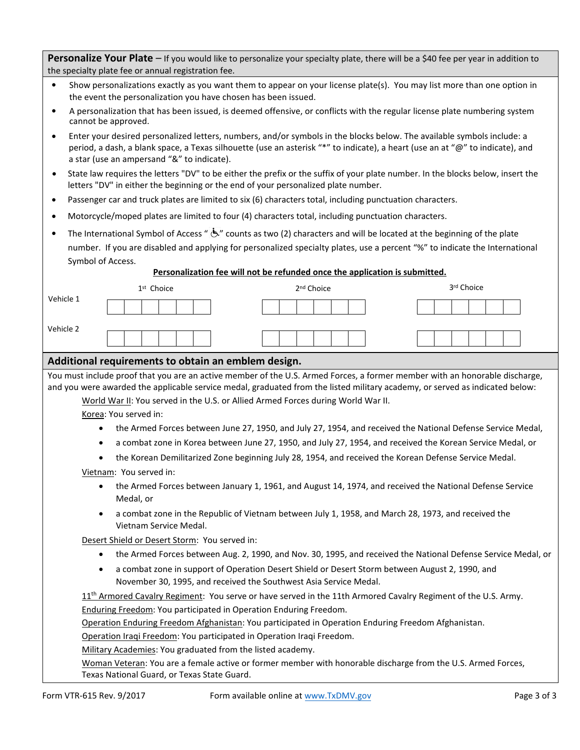## Personalize Your Plate – If you would like to personalize your specialty plate, there will be a $40 fee per year in addition to the specialty plate fee or annual registration fee.

- Show personalizations exactly as you want them to appear on your license plate(s). You may list more than one option in the event the personalization you have chosen has been issued.
- A personalization that has been issued, is deemed offensive, or conflicts with the regular license plate numbering system cannot be approved.
- Enter your desired personalized letters, numbers, and/or symbols in the blocks below. The available symbols include: a period, a dash, a blank space, a Texas silhouette (use an asterisk "*" to indicate), a heart (use an at "@" to indicate), and a star (use an ampersand "&" to indicate).
- State law requires the letters "DV" to be either the prefix or the suffix of your plate number. In the blocks below, insert the letters "DV" in either the beginning or the end of your personalized plate number.
- Passenger car and truck plates are limited to six (6) characters total, including punctuation characters.
- Motorcycle/moped plates are limited to four (4) characters total, including punctuation characters.
- The International Symbol of Access " ♿" counts as two (2) characters and will be located at the beginning of the plate number. If you are disabled and applying for personalized specialty plates, use a percent "%" to indicate the International Symbol of Access.

**Personalization fee will not be refunded once the application is submitted.**

| | 1st Choice | 2nd Choice | 3rd Choice |
|---|---|---|---|
| Vehicle 1 | | | |
| Vehicle 2 | | | |

## Additional requirements to obtain an emblem design.

You must include proof that you are an active member of the U.S. Armed Forces, a former member with an honorable discharge, and you were awarded the applicable service medal, graduated from the listed military academy, or served as indicated below:

World War II: You served in the U.S. or Allied Armed Forces during World War II.

Korea: You served in:

- the Armed Forces between June 27, 1950, and July 27, 1954, and received the National Defense Service Medal,
- a combat zone in Korea between June 27, 1950, and July 27, 1954, and received the Korean Service Medal, or
- the Korean Demilitarized Zone beginning July 28, 1954, and received the Korean Defense Service Medal.

Vietnam: You served in:

- the Armed Forces between January 1, 1961, and August 14, 1974, and received the National Defense Service Medal, or
- a combat zone in the Republic of Vietnam between July 1, 1958, and March 28, 1973, and received the Vietnam Service Medal.

Desert Shield or Desert Storm: You served in:

- the Armed Forces between Aug. 2, 1990, and Nov. 30, 1995, and received the National Defense Service Medal, or
- a combat zone in support of Operation Desert Shield or Desert Storm between August 2, 1990, and November 30, 1995, and received the Southwest Asia Service Medal.

11th Armored Cavalry Regiment: You serve or have served in the 11th Armored Cavalry Regiment of the U.S. Army.

Enduring Freedom: You participated in Operation Enduring Freedom.

Operation Enduring Freedom Afghanistan: You participated in Operation Enduring Freedom Afghanistan.

Operation Iraqi Freedom: You participated in Operation Iraqi Freedom.

Military Academies: You graduated from the listed academy.

Woman Veteran: You are a female active or former member with honorable discharge from the U.S. Armed Forces, Texas National Guard, or Texas State Guard.

Form VTR-615 Rev. 9/2017 Form available online at www.TxDMV.gov